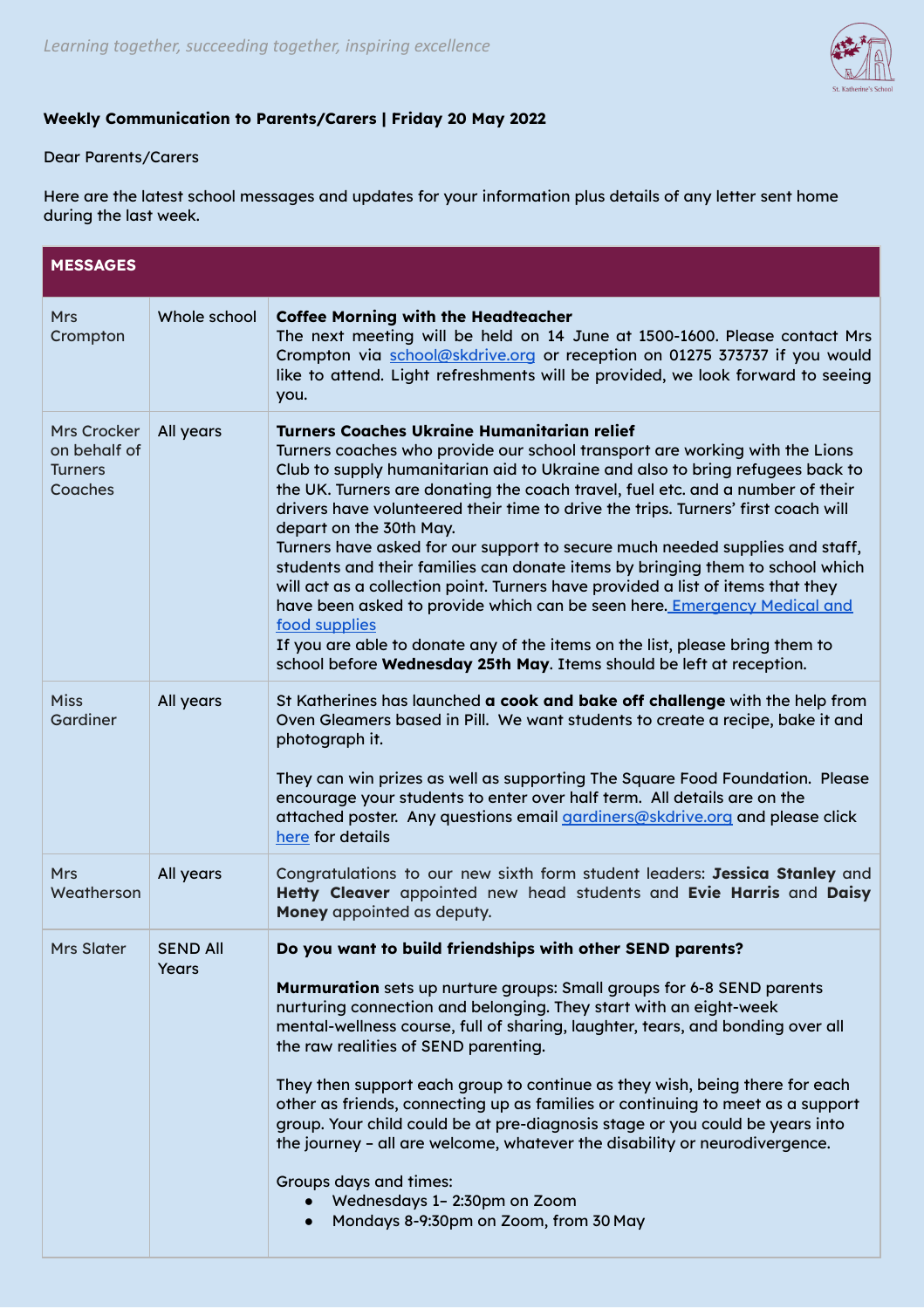*Learning together, succeeding together, inspiring excellence*

**Weekly Communication to Parents/Carers | Friday 20 May 2022**

Dear Parents/Carers

Here are the latest school messages and updates for your information plus details of any letter sent home during the last week.

| MESSAGES | | |
|---|---|---|
| Mrs Crompton | Whole school | **Coffee Morning with the Headteacher**<br>The next meeting will be held on 14 June at 1500-1600. Please contact Mrs Crompton via school@skdrive.org or reception on 01275 373737 if you would like to attend. Light refreshments will be provided, we look forward to seeing you. |
| Mrs Crocker on behalf of Turners Coaches | All years | **Turners Coaches Ukraine Humanitarian relief**<br>Turners coaches who provide our school transport are working with the Lions Club to supply humanitarian aid to Ukraine and also to bring refugees back to the UK. Turners are donating the coach travel, fuel etc. and a number of their drivers have volunteered their time to drive the trips. Turners' first coach will depart on the 30th May.<br>Turners have asked for our support to secure much needed supplies and staff, students and their families can donate items by bringing them to school which will act as a collection point. Turners have provided a list of items that they have been asked to provide which can be seen here. Emergency Medical and food supplies<br>If you are able to donate any of the items on the list, please bring them to school before **Wednesday 25th May**. Items should be left at reception. |
| Miss Gardiner | All years | St Katherines has launched **a cook and bake off challenge** with the help from Oven Gleamers based in Pill. We want students to create a recipe, bake it and photograph it.<br><br>They can win prizes as well as supporting The Square Food Foundation. Please encourage your students to enter over half term. All details are on the attached poster. Any questions email gardiners@skdrive.org and please click here for details |
| Mrs Weatherson | All years | Congratulations to our new sixth form student leaders: **Jessica Stanley** and **Hetty Cleaver** appointed new head students and **Evie Harris** and **Daisy Money** appointed as deputy. |
| Mrs Slater | SEND All Years | **Do you want to build friendships with other SEND parents?**<br><br>**Murmuration** sets up nurture groups: Small groups for 6-8 SEND parents nurturing connection and belonging. They start with an eight-week mental-wellness course, full of sharing, laughter, tears, and bonding over all the raw realities of SEND parenting.<br><br>They then support each group to continue as they wish, being there for each other as friends, connecting up as families or continuing to meet as a support group. Your child could be at pre-diagnosis stage or you could be years into the journey – all are welcome, whatever the disability or neurodivergence.<br><br>Groups days and times:<br>• Wednesdays 1– 2:30pm on Zoom<br>• Mondays 8-9:30pm on Zoom, from 30 May |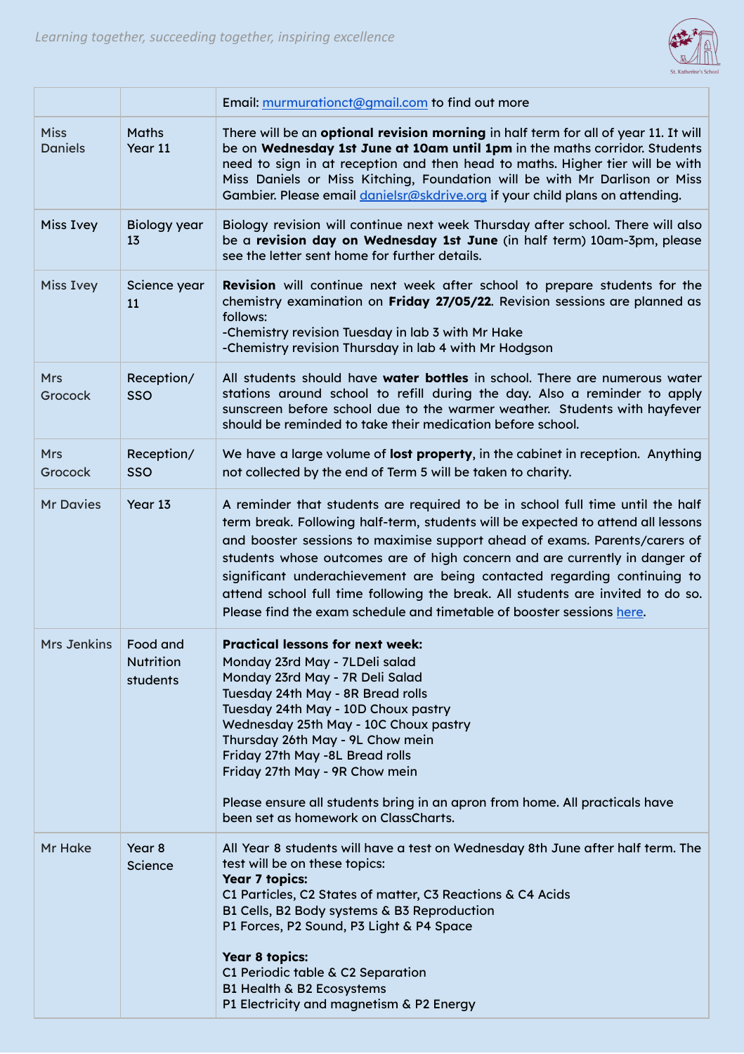| | | |
|---|---|---|
| | | Email: murmurationct@gmail.com to find out more |
| Miss Daniels | Maths Year 11 | There will be an **optional revision morning** in half term for all of year 11. It will be on **Wednesday 1st June at 10am until 1pm** in the maths corridor. Students need to sign in at reception and then head to maths. Higher tier will be with Miss Daniels or Miss Kitching, Foundation will be with Mr Darlison or Miss Gambier. Please email danielsr@skdrive.org if your child plans on attending. |
| Miss Ivey | Biology year 13 | Biology revision will continue next week Thursday after school. There will also be a **revision day on Wednesday 1st June** (in half term) 10am-3pm, please see the letter sent home for further details. |
| Miss Ivey | Science year 11 | **Revision** will continue next week after school to prepare students for the chemistry examination on **Friday 27/05/22**. Revision sessions are planned as follows:<br>-Chemistry revision Tuesday in lab 3 with Mr Hake<br>-Chemistry revision Thursday in lab 4 with Mr Hodgson |
| Mrs Grocock | Reception/ SSO | All students should have **water bottles** in school. There are numerous water stations around school to refill during the day. Also a reminder to apply sunscreen before school due to the warmer weather. Students with hayfever should be reminded to take their medication before school. |
| Mrs Grocock | Reception/ SSO | We have a large volume of **lost property**, in the cabinet in reception. Anything not collected by the end of Term 5 will be taken to charity. |
| Mr Davies | Year 13 | A reminder that students are required to be in school full time until the half term break. Following half-term, students will be expected to attend all lessons and booster sessions to maximise support ahead of exams. Parents/carers of students whose outcomes are of high concern and are currently in danger of significant underachievement are being contacted regarding continuing to attend school full time following the break. All students are invited to do so. Please find the exam schedule and timetable of booster sessions here. |
| Mrs Jenkins | Food and Nutrition students | **Practical lessons for next week:**<br>Monday 23rd May - 7LDeli salad<br>Monday 23rd May - 7R Deli Salad<br>Tuesday 24th May - 8R Bread rolls<br>Tuesday 24th May - 10D Choux pastry<br>Wednesday 25th May - 10C Choux pastry<br>Thursday 26th May - 9L Chow mein<br>Friday 27th May -8L Bread rolls<br>Friday 27th May - 9R Chow mein<br><br>Please ensure all students bring in an apron from home. All practicals have been set as homework on ClassCharts. |
| Mr Hake | Year 8 Science | All Year 8 students will have a test on Wednesday 8th June after half term. The test will be on these topics:<br>**Year 7 topics:**<br>C1 Particles, C2 States of matter, C3 Reactions & C4 Acids<br>B1 Cells, B2 Body systems & B3 Reproduction<br>P1 Forces, P2 Sound, P3 Light & P4 Space<br><br>**Year 8 topics:**<br>C1 Periodic table & C2 Separation<br>B1 Health & B2 Ecosystems<br>P1 Electricity and magnetism & P2 Energy |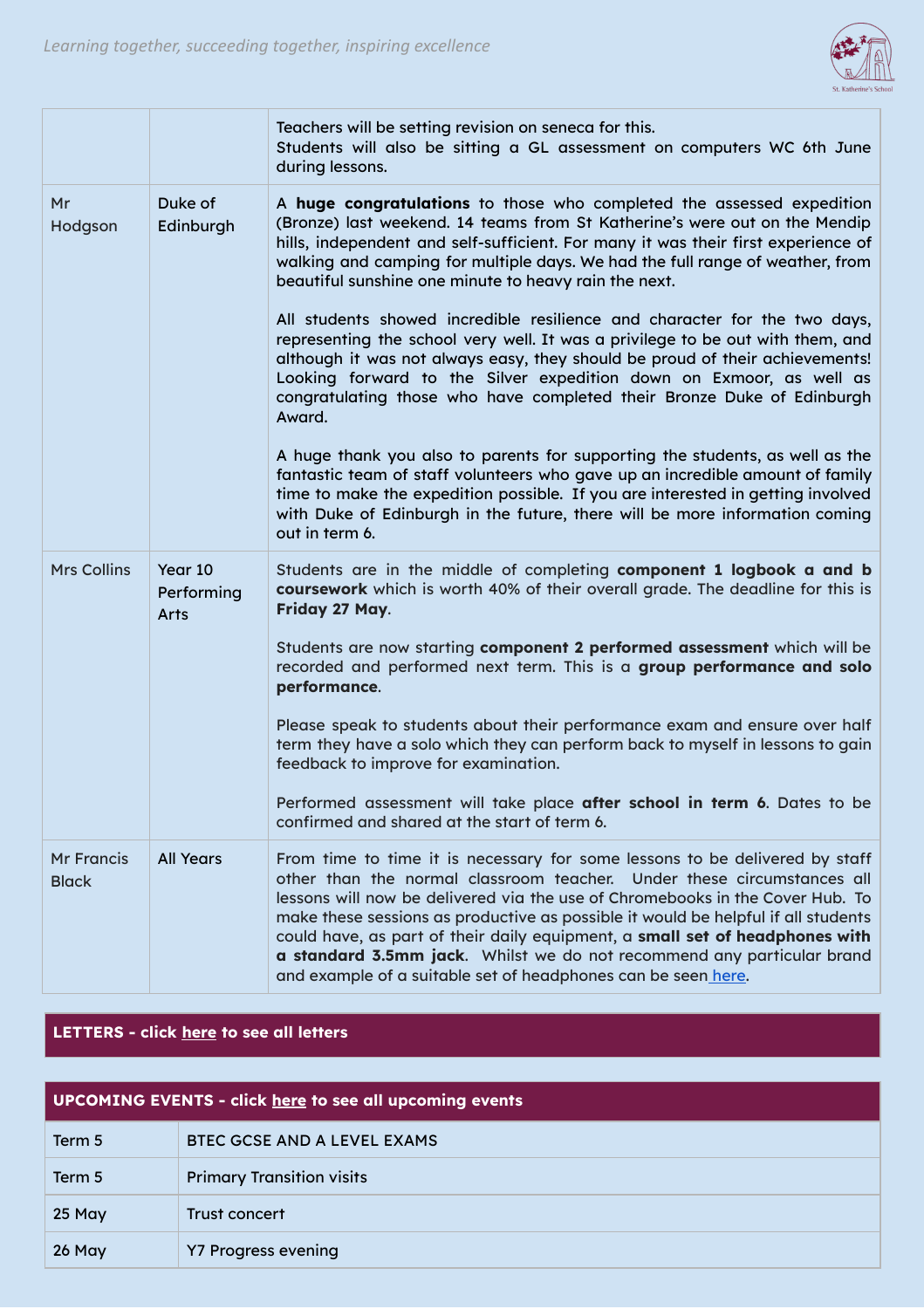| | | |
|---|---|---|
| | | Teachers will be setting revision on seneca for this.<br>Students will also be sitting a GL assessment on computers WC 6th June during lessons. |
| Mr Hodgson | Duke of Edinburgh | A **huge congratulations** to those who completed the assessed expedition (Bronze) last weekend. 14 teams from St Katherine's were out on the Mendip hills, independent and self-sufficient. For many it was their first experience of walking and camping for multiple days. We had the full range of weather, from beautiful sunshine one minute to heavy rain the next.<br><br>All students showed incredible resilience and character for the two days, representing the school very well. It was a privilege to be out with them, and although it was not always easy, they should be proud of their achievements! Looking forward to the Silver expedition down on Exmoor, as well as congratulating those who have completed their Bronze Duke of Edinburgh Award.<br><br>A huge thank you also to parents for supporting the students, as well as the fantastic team of staff volunteers who gave up an incredible amount of family time to make the expedition possible. If you are interested in getting involved with Duke of Edinburgh in the future, there will be more information coming out in term 6. |
| Mrs Collins | Year 10 Performing Arts | Students are in the middle of completing **component 1 logbook a and b coursework** which is worth 40% of their overall grade. The deadline for this is **Friday 27 May**.<br><br>Students are now starting **component 2 performed assessment** which will be recorded and performed next term. This is a **group performance and solo performance**.<br><br>Please speak to students about their performance exam and ensure over half term they have a solo which they can perform back to myself in lessons to gain feedback to improve for examination.<br><br>Performed assessment will take place **after school in term 6**. Dates to be confirmed and shared at the start of term 6. |
| Mr Francis Black | All Years | From time to time it is necessary for some lessons to be delivered by staff other than the normal classroom teacher. Under these circumstances all lessons will now be delivered via the use of Chromebooks in the Cover Hub. To make these sessions as productive as possible it would be helpful if all students could have, as part of their daily equipment, a **small set of headphones with a standard 3.5mm jack**. Whilst we do not recommend any particular brand and example of a suitable set of headphones can be seen here. |

**LETTERS - click here to see all letters**

| UPCOMING EVENTS - click here to see all upcoming events | |
|---|---|
| Term 5 | BTEC GCSE AND A LEVEL EXAMS |
| Term 5 | Primary Transition visits |
| 25 May | Trust concert |
| 26 May | Y7 Progress evening |